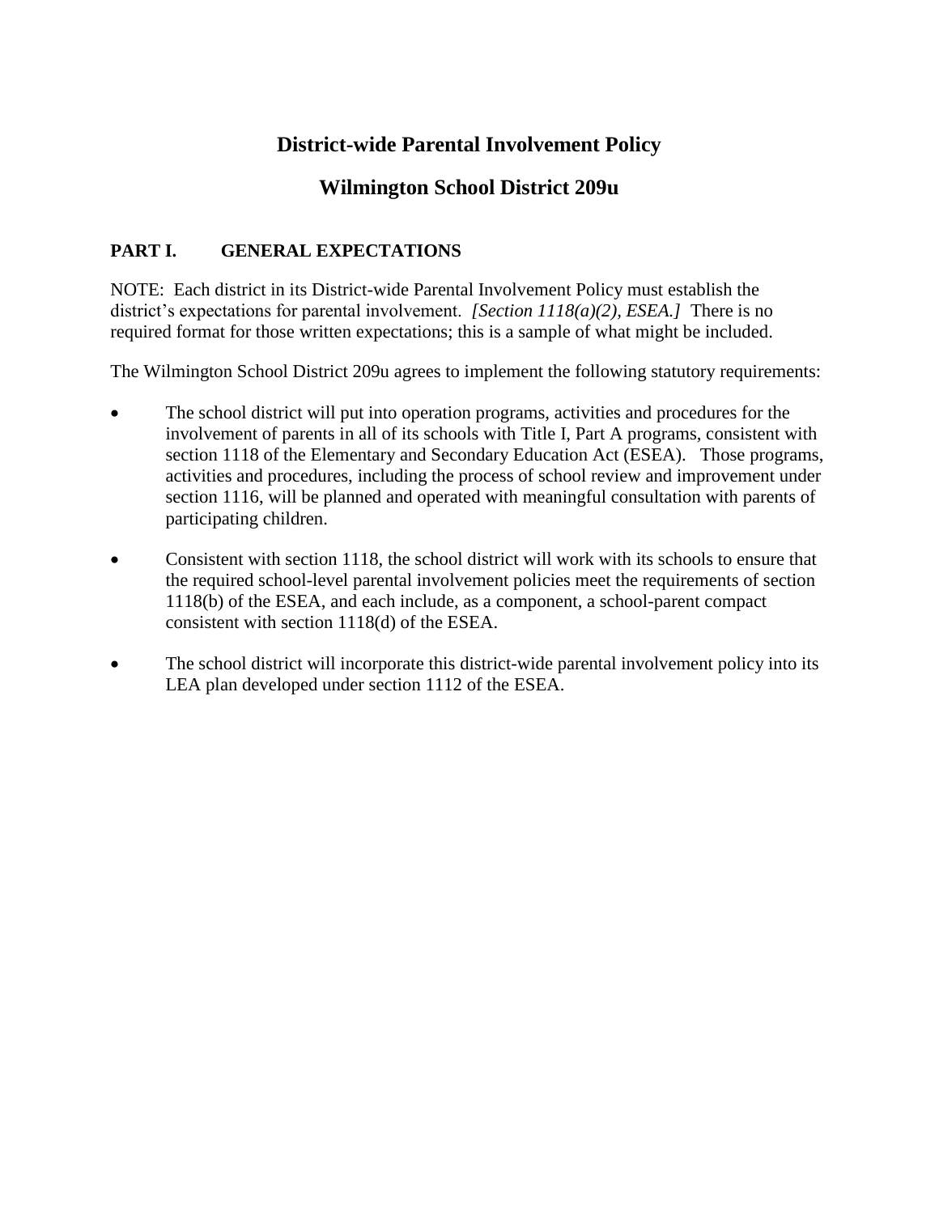# District-wide Parental Involvement Policy

## Wilmington School District 209u

### PART I. GENERAL EXPECTATIONS

NOTE: Each district in its District-wide Parental Involvement Policy must establish the district's expectations for parental involvement. *[Section 1118(a)(2), ESEA.]* There is no required format for those written expectations; this is a sample of what might be included.

The Wilmington School District 209u agrees to implement the following statutory requirements:

- The school district will put into operation programs, activities and procedures for the involvement of parents in all of its schools with Title I, Part A programs, consistent with section 1118 of the Elementary and Secondary Education Act (ESEA). Those programs, activities and procedures, including the process of school review and improvement under section 1116, will be planned and operated with meaningful consultation with parents of participating children.

- Consistent with section 1118, the school district will work with its schools to ensure that the required school-level parental involvement policies meet the requirements of section 1118(b) of the ESEA, and each include, as a component, a school-parent compact consistent with section 1118(d) of the ESEA.

- The school district will incorporate this district-wide parental involvement policy into its LEA plan developed under section 1112 of the ESEA.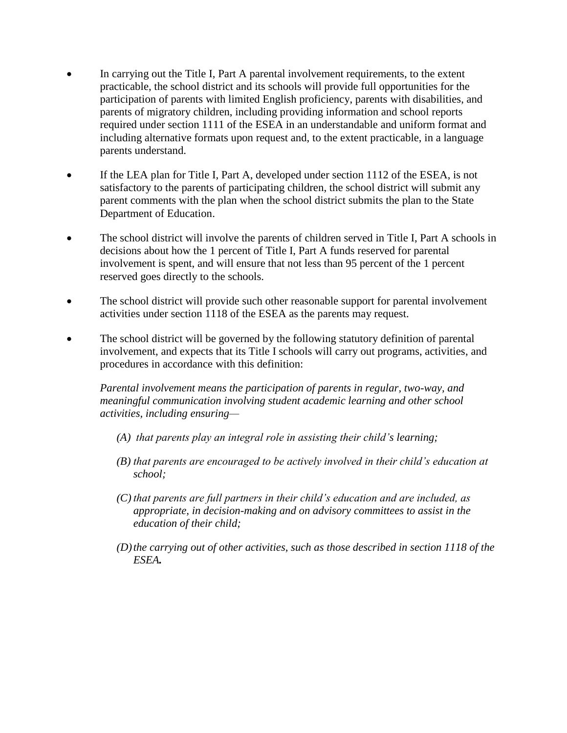- In carrying out the Title I, Part A parental involvement requirements, to the extent practicable, the school district and its schools will provide full opportunities for the participation of parents with limited English proficiency, parents with disabilities, and parents of migratory children, including providing information and school reports required under section 1111 of the ESEA in an understandable and uniform format and including alternative formats upon request and, to the extent practicable, in a language parents understand.

- If the LEA plan for Title I, Part A, developed under section 1112 of the ESEA, is not satisfactory to the parents of participating children, the school district will submit any parent comments with the plan when the school district submits the plan to the State Department of Education.

- The school district will involve the parents of children served in Title I, Part A schools in decisions about how the 1 percent of Title I, Part A funds reserved for parental involvement is spent, and will ensure that not less than 95 percent of the 1 percent reserved goes directly to the schools.

- The school district will provide such other reasonable support for parental involvement activities under section 1118 of the ESEA as the parents may request.

- The school district will be governed by the following statutory definition of parental involvement, and expects that its Title I schools will carry out programs, activities, and procedures in accordance with this definition:

  *Parental involvement means the participation of parents in regular, two-way, and meaningful communication involving student academic learning and other school activities, including ensuring—*

  *(A) that parents play an integral role in assisting their child's learning;*

  *(B) that parents are encouraged to be actively involved in their child's education at school;*

  *(C) that parents are full partners in their child's education and are included, as appropriate, in decision-making and on advisory committees to assist in the education of their child;*

  *(D) the carrying out of other activities, such as those described in section 1118 of the ESEA.*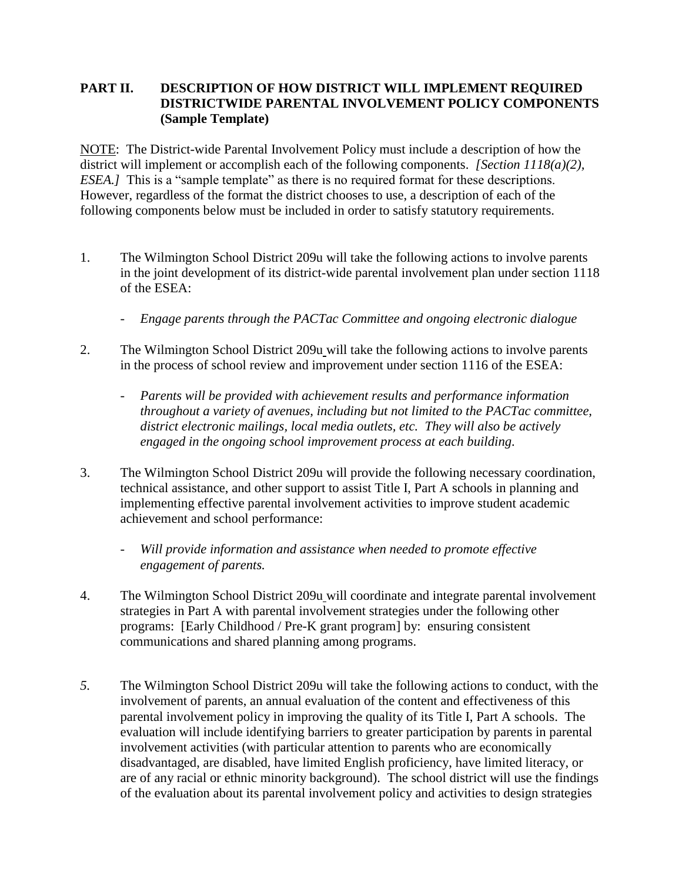**PART II. DESCRIPTION OF HOW DISTRICT WILL IMPLEMENT REQUIRED DISTRICTWIDE PARENTAL INVOLVEMENT POLICY COMPONENTS (Sample Template)**

NOTE: The District-wide Parental Involvement Policy must include a description of how the district will implement or accomplish each of the following components. *[Section 1118(a)(2), ESEA.]* This is a "sample template" as there is no required format for these descriptions. However, regardless of the format the district chooses to use, a description of each of the following components below must be included in order to satisfy statutory requirements.

1. The Wilmington School District 209u will take the following actions to involve parents in the joint development of its district-wide parental involvement plan under section 1118 of the ESEA:

   - *Engage parents through the PACTac Committee and ongoing electronic dialogue*

2. The Wilmington School District 209u will take the following actions to involve parents in the process of school review and improvement under section 1116 of the ESEA:

   - *Parents will be provided with achievement results and performance information throughout a variety of avenues, including but not limited to the PACTac committee, district electronic mailings, local media outlets, etc. They will also be actively engaged in the ongoing school improvement process at each building.*

3. The Wilmington School District 209u will provide the following necessary coordination, technical assistance, and other support to assist Title I, Part A schools in planning and implementing effective parental involvement activities to improve student academic achievement and school performance:

   - *Will provide information and assistance when needed to promote effective engagement of parents.*

4. The Wilmington School District 209u will coordinate and integrate parental involvement strategies in Part A with parental involvement strategies under the following other programs: [Early Childhood / Pre-K grant program] by: ensuring consistent communications and shared planning among programs.

5. The Wilmington School District 209u will take the following actions to conduct, with the involvement of parents, an annual evaluation of the content and effectiveness of this parental involvement policy in improving the quality of its Title I, Part A schools. The evaluation will include identifying barriers to greater participation by parents in parental involvement activities (with particular attention to parents who are economically disadvantaged, are disabled, have limited English proficiency, have limited literacy, or are of any racial or ethnic minority background). The school district will use the findings of the evaluation about its parental involvement policy and activities to design strategies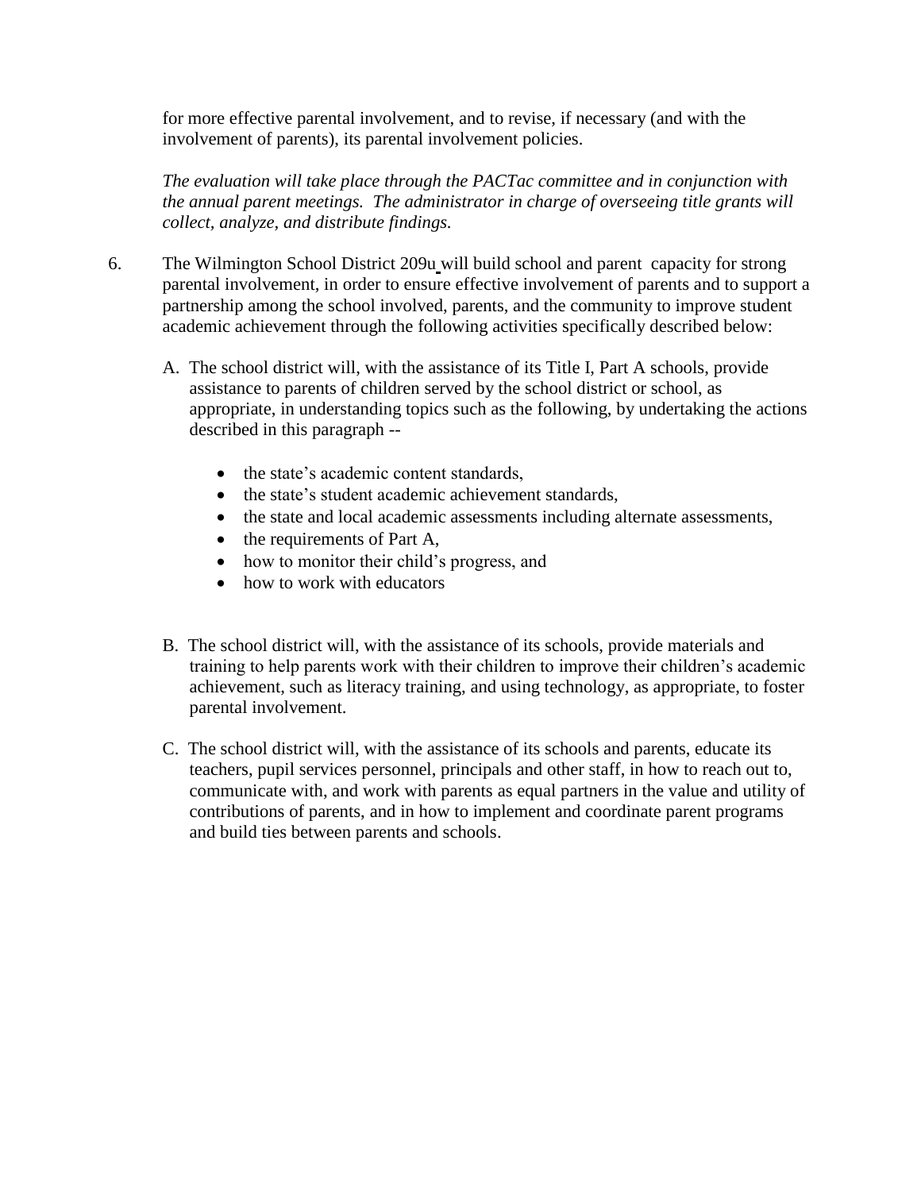for more effective parental involvement, and to revise, if necessary (and with the involvement of parents), its parental involvement policies.

*The evaluation will take place through the PACTac committee and in conjunction with the annual parent meetings. The administrator in charge of overseeing title grants will collect, analyze, and distribute findings.*

6. The Wilmington School District 209u will build school and parent capacity for strong parental involvement, in order to ensure effective involvement of parents and to support a partnership among the school involved, parents, and the community to improve student academic achievement through the following activities specifically described below:

   A. The school district will, with the assistance of its Title I, Part A schools, provide assistance to parents of children served by the school district or school, as appropriate, in understanding topics such as the following, by undertaking the actions described in this paragraph --

      - the state's academic content standards,
      - the state's student academic achievement standards,
      - the state and local academic assessments including alternate assessments,
      - the requirements of Part A,
      - how to monitor their child's progress, and
      - how to work with educators

   B. The school district will, with the assistance of its schools, provide materials and training to help parents work with their children to improve their children's academic achievement, such as literacy training, and using technology, as appropriate, to foster parental involvement.

   C. The school district will, with the assistance of its schools and parents, educate its teachers, pupil services personnel, principals and other staff, in how to reach out to, communicate with, and work with parents as equal partners in the value and utility of contributions of parents, and in how to implement and coordinate parent programs and build ties between parents and schools.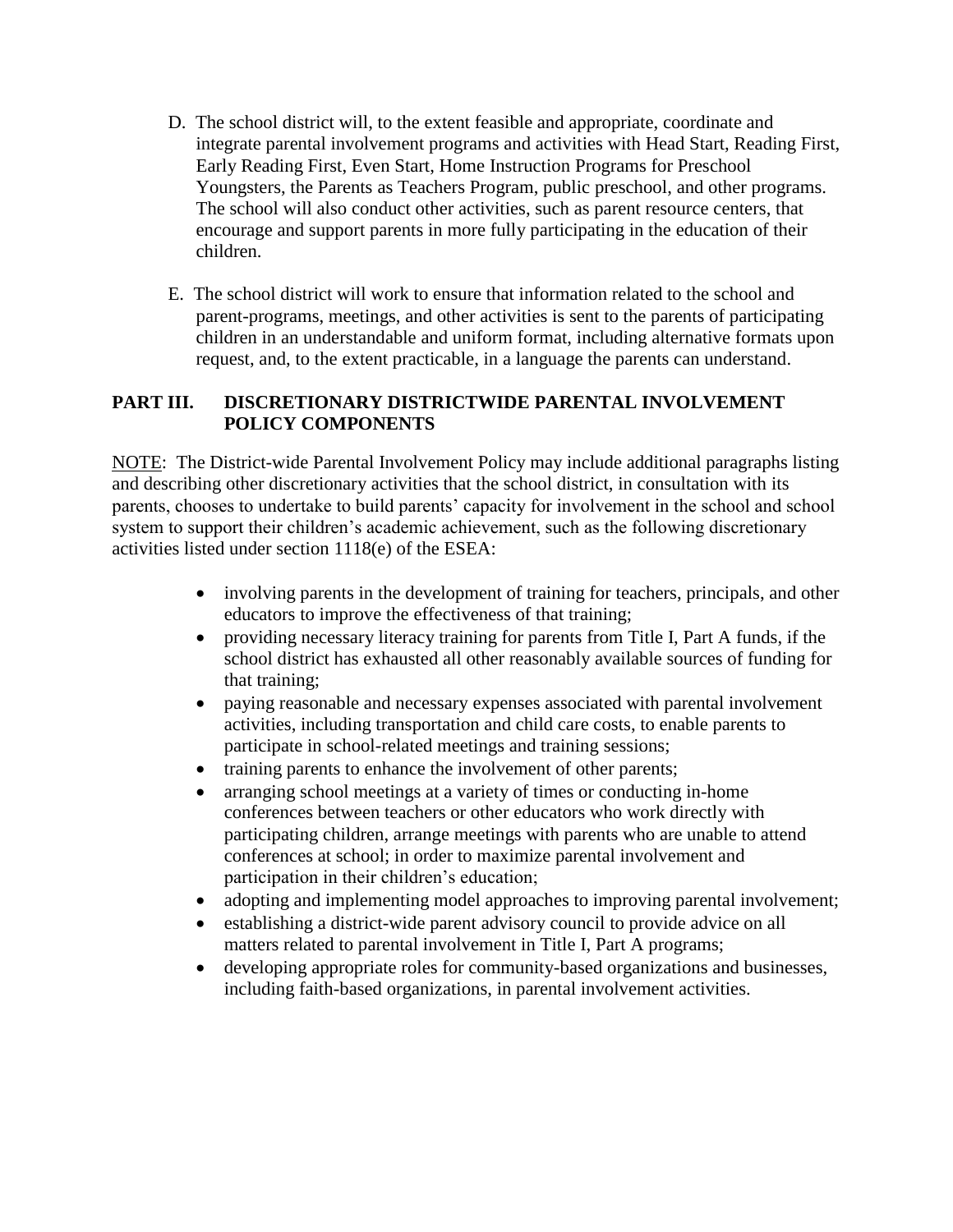D. The school district will, to the extent feasible and appropriate, coordinate and integrate parental involvement programs and activities with Head Start, Reading First, Early Reading First, Even Start, Home Instruction Programs for Preschool Youngsters, the Parents as Teachers Program, public preschool, and other programs. The school will also conduct other activities, such as parent resource centers, that encourage and support parents in more fully participating in the education of their children.

E. The school district will work to ensure that information related to the school and parent-programs, meetings, and other activities is sent to the parents of participating children in an understandable and uniform format, including alternative formats upon request, and, to the extent practicable, in a language the parents can understand.

## PART III. DISCRETIONARY DISTRICTWIDE PARENTAL INVOLVEMENT POLICY COMPONENTS

NOTE: The District-wide Parental Involvement Policy may include additional paragraphs listing and describing other discretionary activities that the school district, in consultation with its parents, chooses to undertake to build parents' capacity for involvement in the school and school system to support their children's academic achievement, such as the following discretionary activities listed under section 1118(e) of the ESEA:

- involving parents in the development of training for teachers, principals, and other educators to improve the effectiveness of that training;
- providing necessary literacy training for parents from Title I, Part A funds, if the school district has exhausted all other reasonably available sources of funding for that training;
- paying reasonable and necessary expenses associated with parental involvement activities, including transportation and child care costs, to enable parents to participate in school-related meetings and training sessions;
- training parents to enhance the involvement of other parents;
- arranging school meetings at a variety of times or conducting in-home conferences between teachers or other educators who work directly with participating children, arrange meetings with parents who are unable to attend conferences at school; in order to maximize parental involvement and participation in their children's education;
- adopting and implementing model approaches to improving parental involvement;
- establishing a district-wide parent advisory council to provide advice on all matters related to parental involvement in Title I, Part A programs;
- developing appropriate roles for community-based organizations and businesses, including faith-based organizations, in parental involvement activities.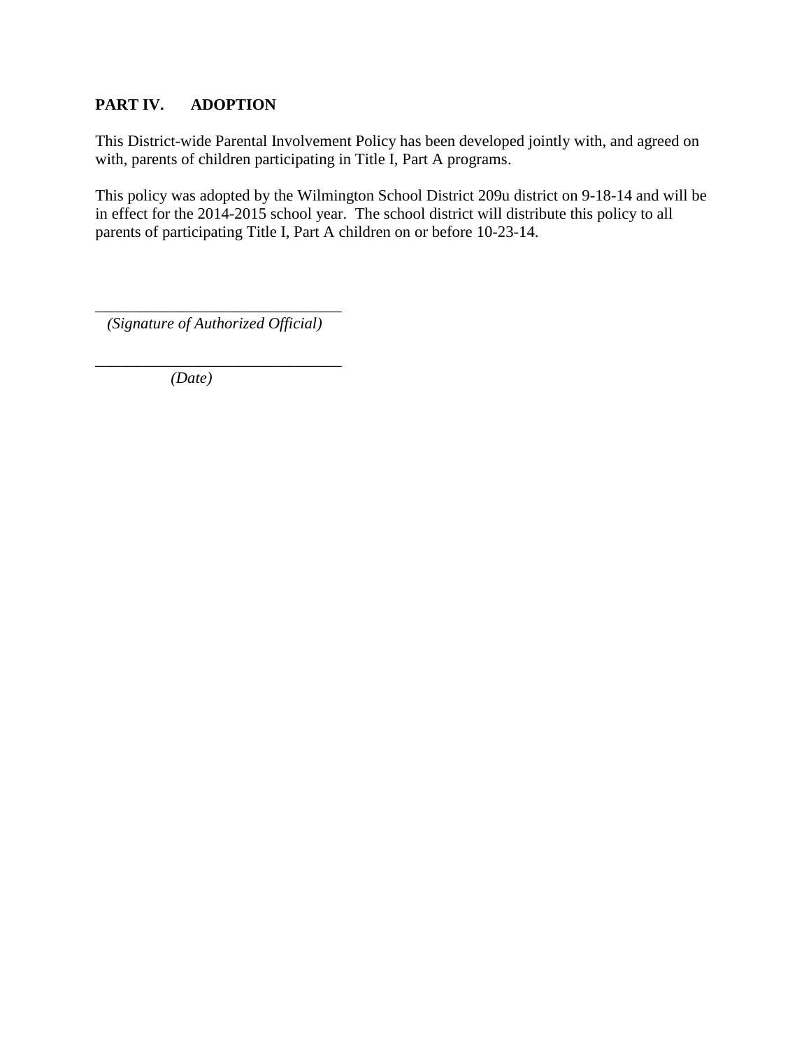## PART IV. ADOPTION

This District-wide Parental Involvement Policy has been developed jointly with, and agreed on with, parents of children participating in Title I, Part A programs.

This policy was adopted by the Wilmington School District 209u district on 9-18-14 and will be in effect for the 2014-2015 school year. The school district will distribute this policy to all parents of participating Title I, Part A children on or before 10-23-14.

_______________________________
*(Signature of Authorized Official)*

_______________________________
*(Date)*